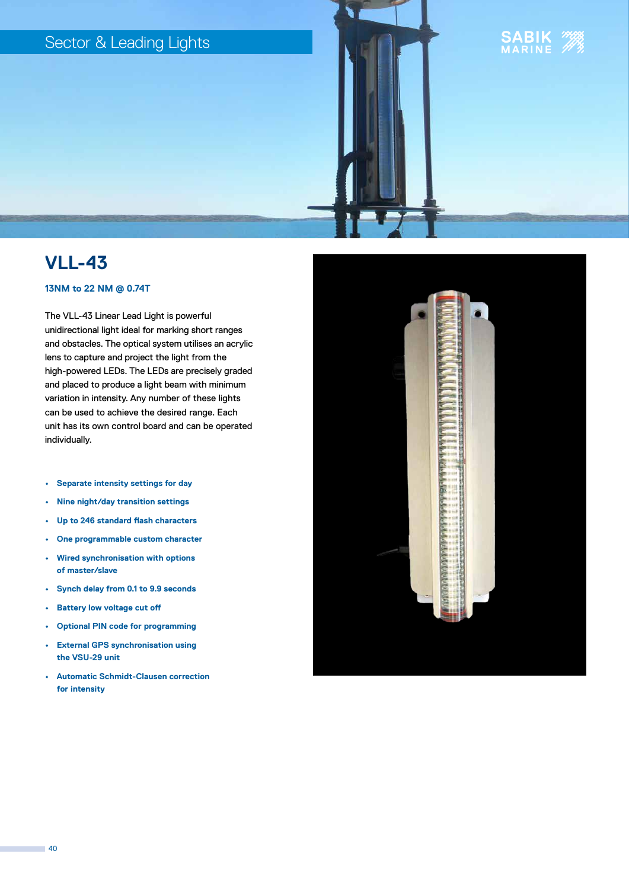# VLL-43

**13NM to 22 NM @ 0.74T**

The VLL-43 Linear Lead Light is powerful unidirectional light ideal for marking short ranges and obstacles. The optical system utilises an acrylic lens to capture and project the light from the high-powered LEDs. The LEDs are precisely graded and placed to produce a light beam with minimum variation in intensity. Any number of these lights can be used to achieve the desired range. Each unit has its own control board and can be operated individually.

- **Separate intensity settings for day**
- **Nine night/day transition settings**
- **Up to 246 standard flash characters**
- **One programmable custom character**
- **Wired synchronisation with options of master/slave**
- **Synch delay from 0.1 to 9.9 seconds**
- **Battery low voltage cut off**
- **Optional PIN code for programming**
- **External GPS synchronisation using the VSU-29 unit**
- **Automatic Schmidt-Clausen correction for intensity**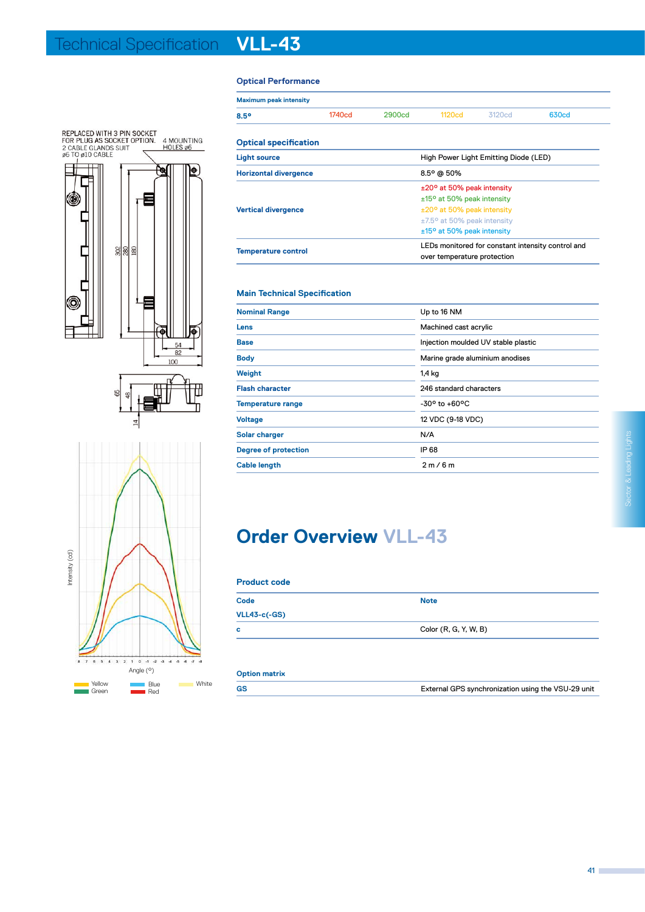# Technical Specification VLL-43

REPLACED WITH 3 PIN SOCKET FOR PLUG AS SOCKET OPTION. 2 CABLE GLANDS SUIT ø6 TO ø10 CABLE

4 MOUNTING HOLES ø6

302
280
180
54
82
100
65
48
14

Intensity (cd)

Angle (°)

8 7 6 5 4 3 2 1 0 -1 -2 -3 -4 -5 -6 -7 -8

Yellow
Green
Blue
Red
White

## Optical Performance

| Maximum peak intensity | | | | | |
|---|---|---|---|---|---|
| 8.5° | 1740cd | 2900cd | 1120cd | 3120cd | 630cd |

## Optical specification

| | |
|---|---|
| Light source | High Power Light Emitting Diode (LED) |
| Horizontal divergence | 8.5° @ 50% |
| Vertical divergence | ±20° at 50% peak intensity<br>±15° at 50% peak intensity<br>±20° at 50% peak intensity<br>±7.5° at 50% peak intensity<br>±15° at 50% peak intensity |
| Temperature control | LEDs monitored for constant intensity control and over temperature protection |

## Main Technical Specification

| | |
|---|---|
| Nominal Range | Up to 16 NM |
| Lens | Machined cast acrylic |
| Base | Injection moulded UV stable plastic |
| Body | Marine grade aluminium anodises |
| Weight | 1,4 kg |
| Flash character | 246 standard characters |
| Temperature range | -30° to +60°C |
| Voltage | 12 VDC (9-18 VDC) |
| Solar charger | N/A |
| Degree of protection | IP 68 |
| Cable length | 2 m / 6 m |

# Order Overview VLL-43

## Product code

| Code | Note |
|---|---|
| VLL43-c(-GS) | |
| c | Color (R, G, Y, W, B) |

## Option matrix

| | |
|---|---|
| GS | External GPS synchronization using the VSU-29 unit |

Sector & Leading Lights